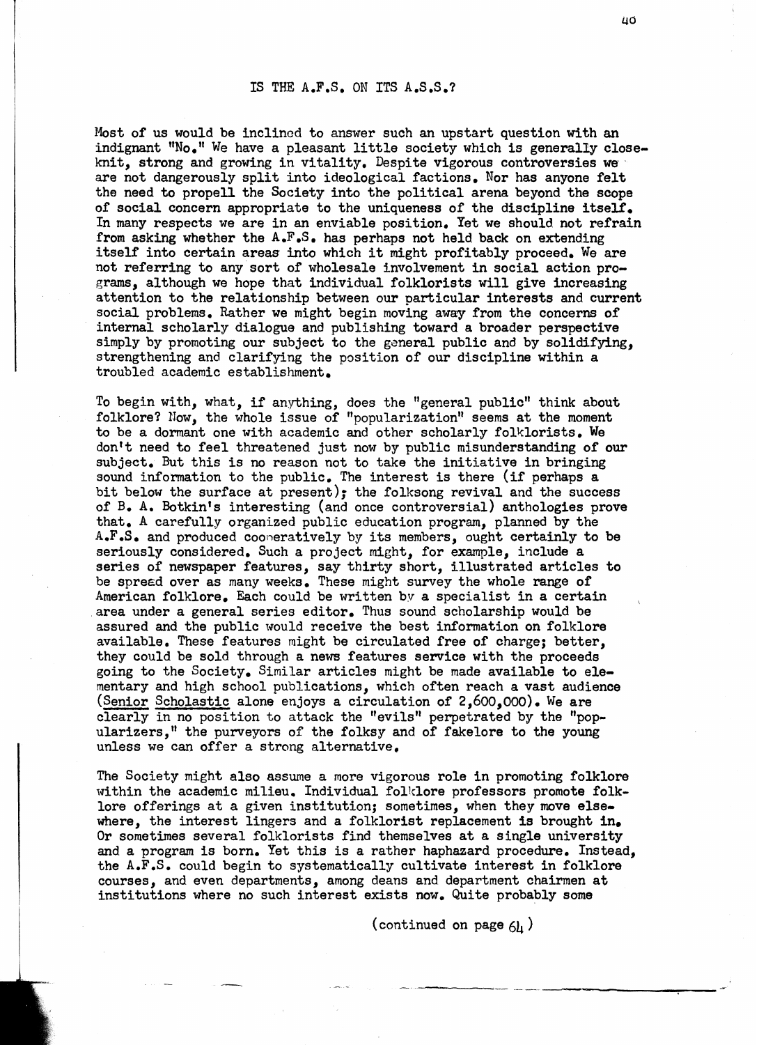## IS THE A.F.S. ON ITS A.S.S.?

Most of us would be inclined to answer such an upstart question with an indignant "No." We have a pleasant little society which is generally close-knit, strong and growing in vitality. Despite vigorous controversies we are not dangerously split into ideological factions. Nor has anyone felt the need to propell the Society into the political arena beyond the scope of social concern appropriate to the uniqueness of the discipline itself. In many respects we are in an enviable position. Yet we should not refrain from asking whether the A.F.S. has perhaps not held back on extending itself into certain areas into which it might profitably proceed. We are not referring to any sort of wholesale involvement in social action programs, although we hope that individual folklorists will give increasing attention to the relationship between our particular interests and current social problems. Rather we might begin moving away from the concerns of internal scholarly dialogue and publishing toward a broader perspective simply by promoting our subject to the general public and by solidifying, strengthening and clarifying the position of our discipline within a troubled academic establishment.

To begin with, what, if anything, does the "general public" think about folklore? Now, the whole issue of "popularization" seems at the moment to be a dormant one with academic and other scholarly folklorists. We don't need to feel threatened just now by public misunderstanding of our subject. But this is no reason not to take the initiative in bringing sound information to the public. The interest is there (if perhaps a bit below the surface at present); the folksong revival and the success of B. A. Botkin's interesting (and once controversial) anthologies prove that. A carefully organized public education program, planned by the A.F.S. and produced cooperatively by its members, ought certainly to be seriously considered. Such a project might, for example, include a series of newspaper features, say thirty short, illustrated articles to be spread over as many weeks. These might survey the whole range of American folklore. Each could be written by a specialist in a certain area under a general series editor. Thus sound scholarship would be assured and the public would receive the best information on folklore available. These features might be circulated free of charge; better, they could be sold through a news features service with the proceeds going to the Society. Similar articles might be made available to elementary and high school publications, which often reach a vast audience (Senior Scholastic alone enjoys a circulation of 2,600,000). We are clearly in no position to attack the "evils" perpetrated by the "popularizers," the purveyors of the folksy and of fakelore to the young unless we can offer a strong alternative.

The Society might also assume a more vigorous role in promoting folklore within the academic milieu. Individual folklore professors promote folklore offerings at a given institution; sometimes, when they move elsewhere, the interest lingers and a folklorist replacement is brought in. Or sometimes several folklorists find themselves at a single university and a program is born. Yet this is a rather haphazard procedure. Instead, the A.F.S. could begin to systematically cultivate interest in folklore courses, and even departments, among deans and department chairmen at institutions where no such interest exists now. Quite probably some

(continued on page 64)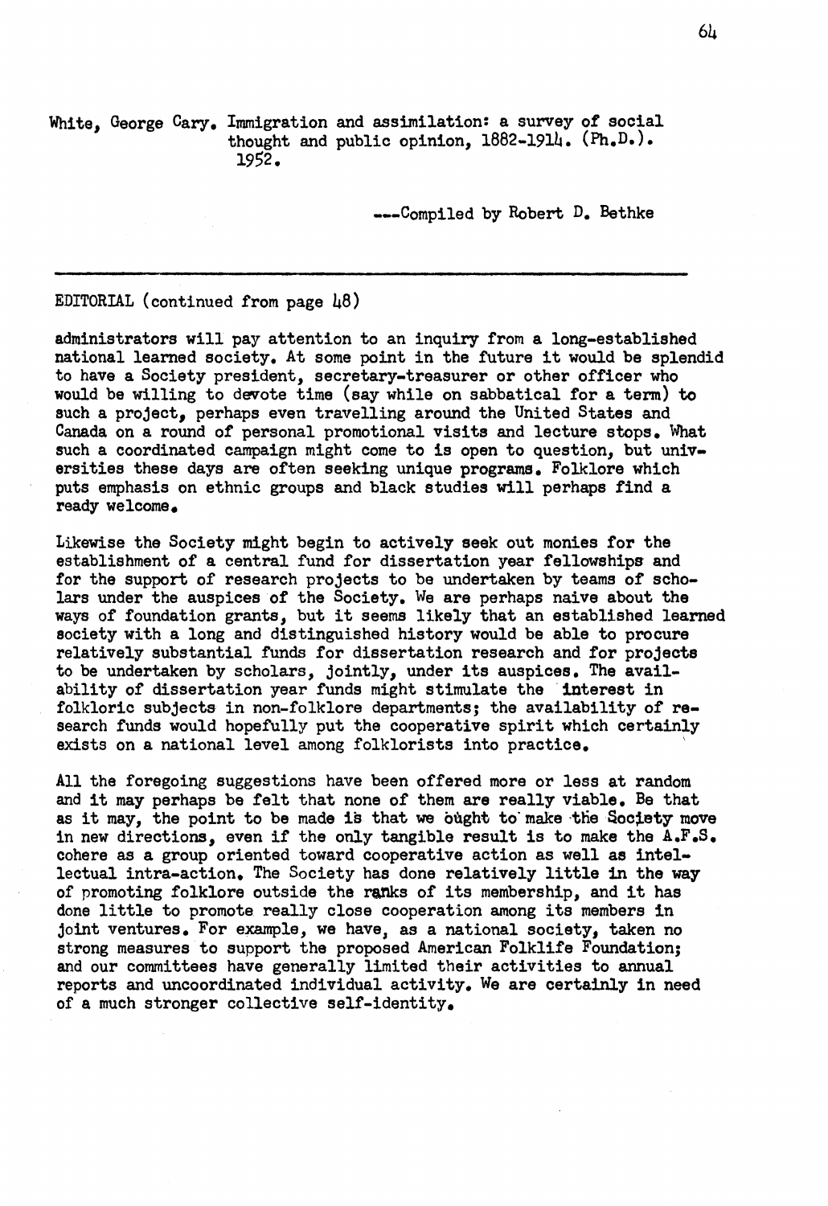White, George Cary. Immigration and assimilation: a survey of social thought and public opinion, 1882-1914. (Ph.D.). 1952.

---Compiled by Robert D. Bethke

---

EDITORIAL (continued from page 48)

administrators will pay attention to an inquiry from a long-established national learned society. At some point in the future it would be splendid to have a Society president, secretary-treasurer or other officer who would be willing to devote time (say while on sabbatical for a term) to such a project, perhaps even travelling around the United States and Canada on a round of personal promotional visits and lecture stops. What such a coordinated campaign might come to is open to question, but universities these days are often seeking unique programs. Folklore which puts emphasis on ethnic groups and black studies will perhaps find a ready welcome.

Likewise the Society might begin to actively seek out monies for the establishment of a central fund for dissertation year fellowships and for the support of research projects to be undertaken by teams of scholars under the auspices of the Society. We are perhaps naive about the ways of foundation grants, but it seems likely that an established learned society with a long and distinguished history would be able to procure relatively substantial funds for dissertation research and for projects to be undertaken by scholars, jointly, under its auspices. The availability of dissertation year funds might stimulate the interest in folkloric subjects in non-folklore departments; the availability of research funds would hopefully put the cooperative spirit which certainly exists on a national level among folklorists into practice.

All the foregoing suggestions have been offered more or less at random and it may perhaps be felt that none of them are really viable. Be that as it may, the point to be made is that we ought to make the Society move in new directions, even if the only tangible result is to make the A.F.S. cohere as a group oriented toward cooperative action as well as intellectual intra-action. The Society has done relatively little in the way of promoting folklore outside the ranks of its membership, and it has done little to promote really close cooperation among its members in joint ventures. For example, we have, as a national society, taken no strong measures to support the proposed American Folklife Foundation; and our committees have generally limited their activities to annual reports and uncoordinated individual activity. We are certainly in need of a much stronger collective self-identity.